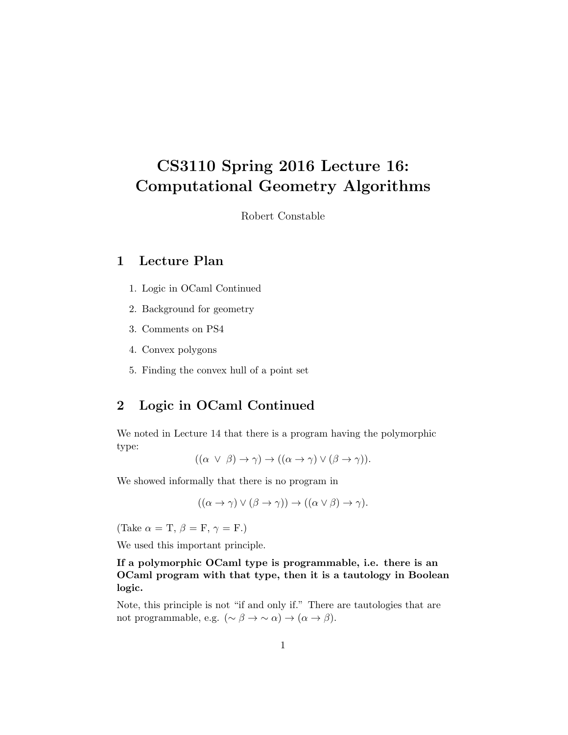# CS3110 Spring 2016 Lecture 16: Computational Geometry Algorithms

Robert Constable

## 1 Lecture Plan

1. Logic in OCaml Continued
2. Background for geometry
3. Comments on PS4
4. Convex polygons
5. Finding the convex hull of a point set

## 2 Logic in OCaml Continued

We noted in Lecture 14 that there is a program having the polymorphic type:

$$((\alpha \vee \beta) \rightarrow \gamma) \rightarrow ((\alpha \rightarrow \gamma) \vee (\beta \rightarrow \gamma)).$$

We showed informally that there is no program in

$$((\alpha \rightarrow \gamma) \vee (\beta \rightarrow \gamma)) \rightarrow ((\alpha \vee \beta) \rightarrow \gamma).$$

(Take $\alpha = \mathrm{T}$, $\beta = \mathrm{F}$, $\gamma = \mathrm{F}$.)

We used this important principle.

**If a polymorphic OCaml type is programmable, i.e. there is an OCaml program with that type, then it is a tautology in Boolean logic.**

Note, this principle is not "if and only if." There are tautologies that are not programmable, e.g. $(\sim \beta \rightarrow \sim \alpha) \rightarrow (\alpha \rightarrow \beta)$.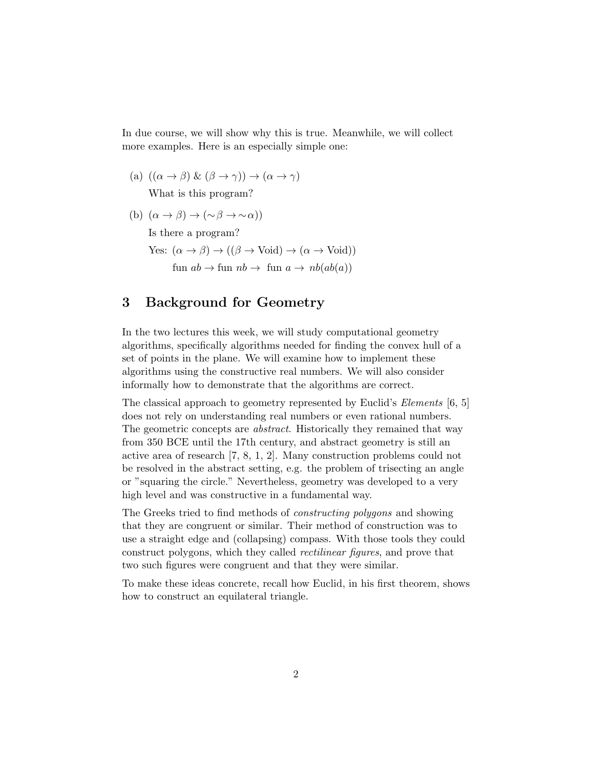In due course, we will show why this is true. Meanwhile, we will collect more examples. Here is an especially simple one:

(a) $((\alpha \to \beta) \;\&\; (\beta \to \gamma)) \to (\alpha \to \gamma)$

   What is this program?

(b) $(\alpha \to \beta) \to (\sim\beta \to \sim\alpha))$

   Is there a program?

   Yes: $(\alpha \to \beta) \to ((\beta \to \text{Void}) \to (\alpha \to \text{Void}))$

   $\text{fun } ab \to \text{fun } nb \to \text{ fun } a \to nb(ab(a))$

## 3 Background for Geometry

In the two lectures this week, we will study computational geometry algorithms, specifically algorithms needed for finding the convex hull of a set of points in the plane. We will examine how to implement these algorithms using the constructive real numbers. We will also consider informally how to demonstrate that the algorithms are correct.

The classical approach to geometry represented by Euclid's *Elements* [6, 5] does not rely on understanding real numbers or even rational numbers. The geometric concepts are *abstract*. Historically they remained that way from 350 BCE until the 17th century, and abstract geometry is still an active area of research [7, 8, 1, 2]. Many construction problems could not be resolved in the abstract setting, e.g. the problem of trisecting an angle or "squaring the circle." Nevertheless, geometry was developed to a very high level and was constructive in a fundamental way.

The Greeks tried to find methods of *constructing polygons* and showing that they are congruent or similar. Their method of construction was to use a straight edge and (collapsing) compass. With those tools they could construct polygons, which they called *rectilinear figures*, and prove that two such figures were congruent and that they were similar.

To make these ideas concrete, recall how Euclid, in his first theorem, shows how to construct an equilateral triangle.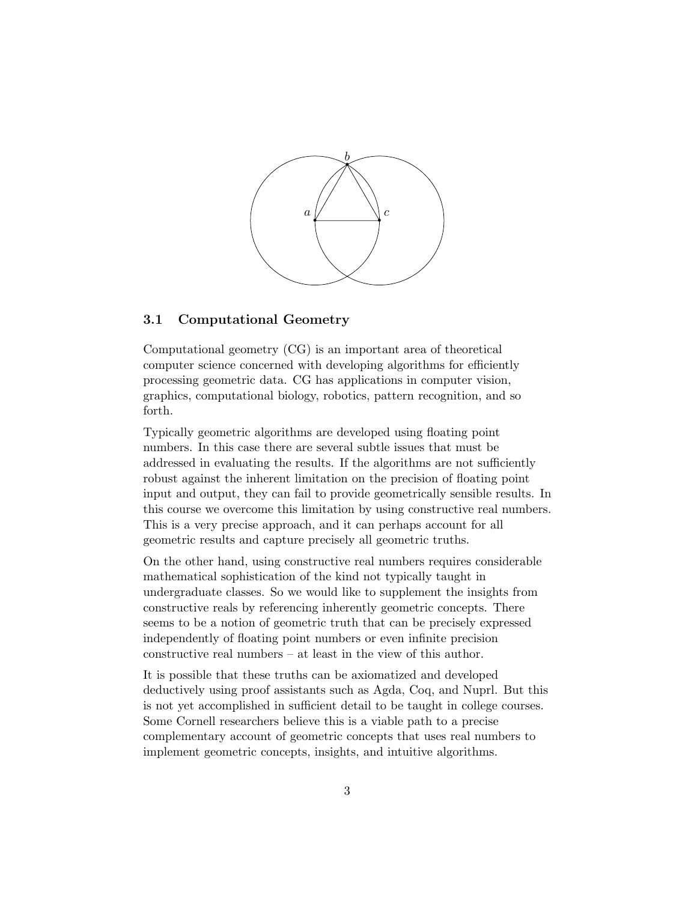### 3.1 Computational Geometry

Computational geometry (CG) is an important area of theoretical computer science concerned with developing algorithms for efficiently processing geometric data. CG has applications in computer vision, graphics, computational biology, robotics, pattern recognition, and so forth.

Typically geometric algorithms are developed using floating point numbers. In this case there are several subtle issues that must be addressed in evaluating the results. If the algorithms are not sufficiently robust against the inherent limitation on the precision of floating point input and output, they can fail to provide geometrically sensible results. In this course we overcome this limitation by using constructive real numbers. This is a very precise approach, and it can perhaps account for all geometric results and capture precisely all geometric truths.

On the other hand, using constructive real numbers requires considerable mathematical sophistication of the kind not typically taught in undergraduate classes. So we would like to supplement the insights from constructive reals by referencing inherently geometric concepts. There seems to be a notion of geometric truth that can be precisely expressed independently of floating point numbers or even infinite precision constructive real numbers – at least in the view of this author.

It is possible that these truths can be axiomatized and developed deductively using proof assistants such as Agda, Coq, and Nuprl. But this is not yet accomplished in sufficient detail to be taught in college courses. Some Cornell researchers believe this is a viable path to a precise complementary account of geometric concepts that uses real numbers to implement geometric concepts, insights, and intuitive algorithms.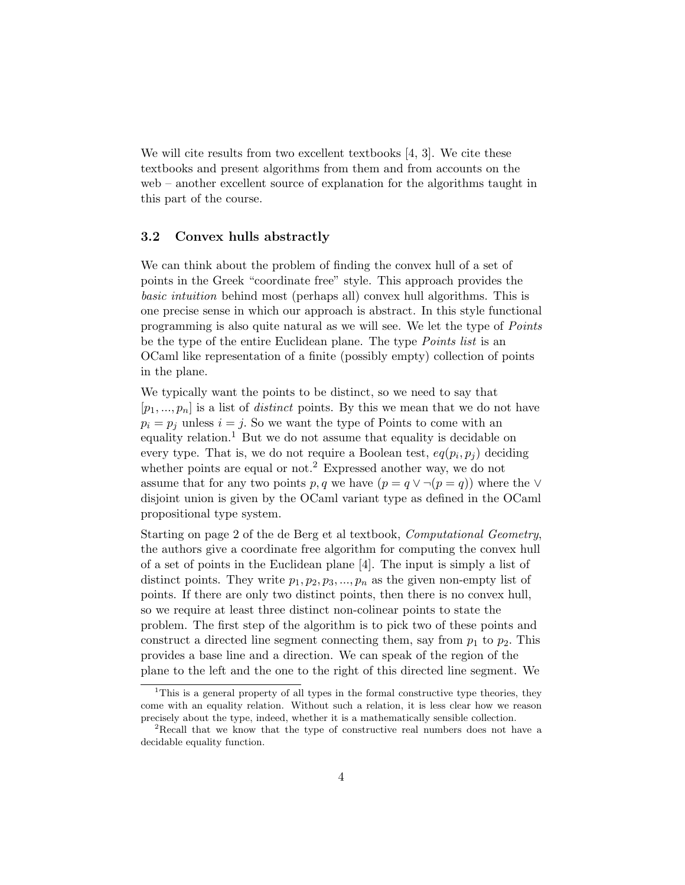We will cite results from two excellent textbooks [4, 3]. We cite these textbooks and present algorithms from them and from accounts on the web – another excellent source of explanation for the algorithms taught in this part of the course.

### 3.2 Convex hulls abstractly

We can think about the problem of finding the convex hull of a set of points in the Greek "coordinate free" style. This approach provides the *basic intuition* behind most (perhaps all) convex hull algorithms. This is one precise sense in which our approach is abstract. In this style functional programming is also quite natural as we will see. We let the type of *Points* be the type of the entire Euclidean plane. The type *Points list* is an OCaml like representation of a finite (possibly empty) collection of points in the plane.

We typically want the points to be distinct, so we need to say that $[p_1, ..., p_n]$ is a list of *distinct* points. By this we mean that we do not have $p_i = p_j$ unless $i = j$. So we want the type of Points to come with an equality relation.[1] But we do not assume that equality is decidable on every type. That is, we do not require a Boolean test, $eq(p_i, p_j)$ deciding whether points are equal or not.[2] Expressed another way, we do not assume that for any two points $p, q$ we have $(p = q \vee \neg(p = q))$ where the $\vee$ disjoint union is given by the OCaml variant type as defined in the OCaml propositional type system.

Starting on page 2 of the de Berg et al textbook, *Computational Geometry*, the authors give a coordinate free algorithm for computing the convex hull of a set of points in the Euclidean plane [4]. The input is simply a list of distinct points. They write $p_1, p_2, p_3, ..., p_n$ as the given non-empty list of points. If there are only two distinct points, then there is no convex hull, so we require at least three distinct non-colinear points to state the problem. The first step of the algorithm is to pick two of these points and construct a directed line segment connecting them, say from $p_1$ to $p_2$. This provides a base line and a direction. We can speak of the region of the plane to the left and the one to the right of this directed line segment. We

---

[1] This is a general property of all types in the formal constructive type theories, they come with an equality relation. Without such a relation, it is less clear how we reason precisely about the type, indeed, whether it is a mathematically sensible collection.

[2] Recall that we know that the type of constructive real numbers does not have a decidable equality function.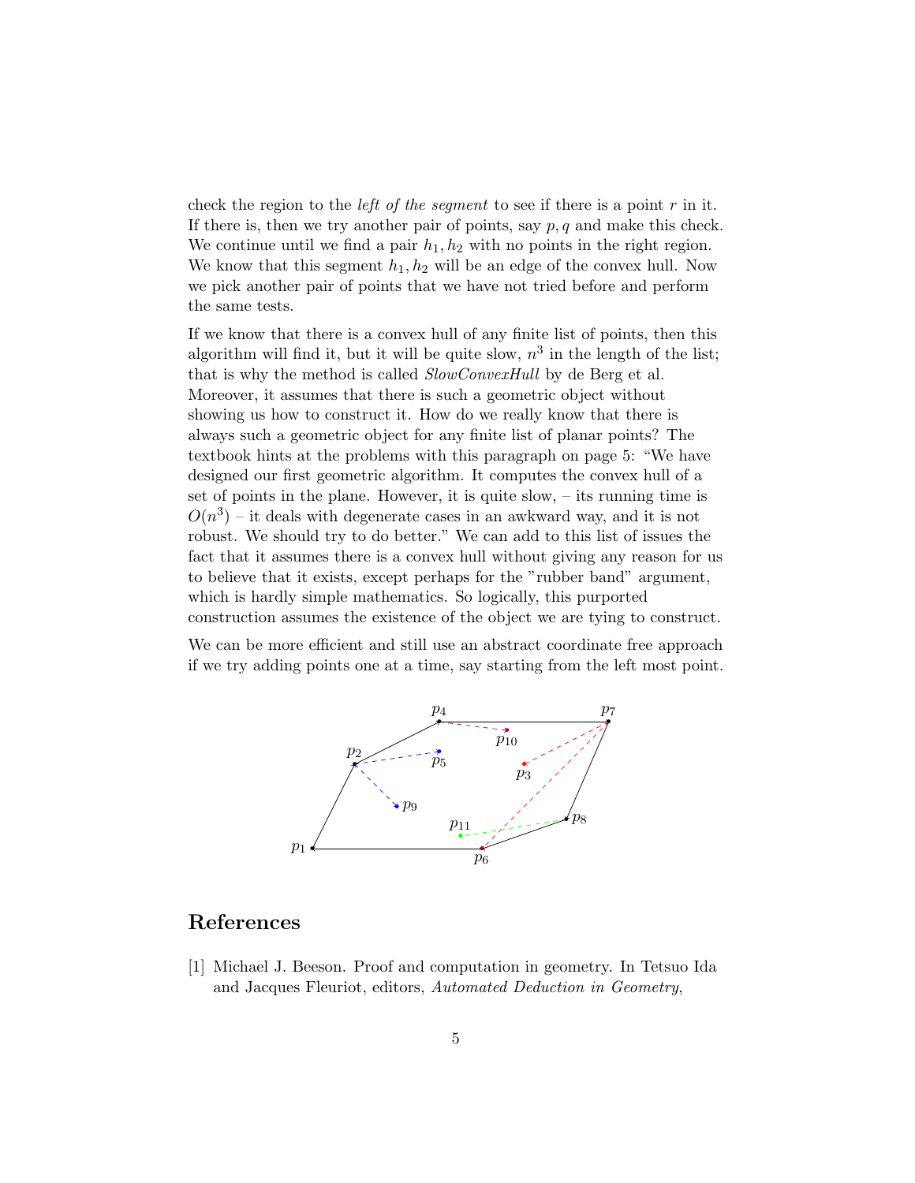check the region to the *left of the segment* to see if there is a point $r$ in it. If there is, then we try another pair of points, say $p, q$ and make this check. We continue until we find a pair $h_1, h_2$ with no points in the right region. We know that this segment $h_1, h_2$ will be an edge of the convex hull. Now we pick another pair of points that we have not tried before and perform the same tests.

If we know that there is a convex hull of any finite list of points, then this algorithm will find it, but it will be quite slow, $n^3$ in the length of the list; that is why the method is called *SlowConvexHull* by de Berg et al. Moreover, it assumes that there is such a geometric object without showing us how to construct it. How do we really know that there is always such a geometric object for any finite list of planar points? The textbook hints at the problems with this paragraph on page 5: "We have designed our first geometric algorithm. It computes the convex hull of a set of points in the plane. However, it is quite slow, – its running time is $O(n^3)$ – it deals with degenerate cases in an awkward way, and it is not robust. We should try to do better." We can add to this list of issues the fact that it assumes there is a convex hull without giving any reason for us to believe that it exists, except perhaps for the "rubber band" argument, which is hardly simple mathematics. So logically, this purported construction assumes the existence of the object we are tying to construct.

We can be more efficient and still use an abstract coordinate free approach if we try adding points one at a time, say starting from the left most point.

## References

[1] Michael J. Beeson. Proof and computation in geometry. In Tetsuo Ida and Jacques Fleuriot, editors, *Automated Deduction in Geometry*,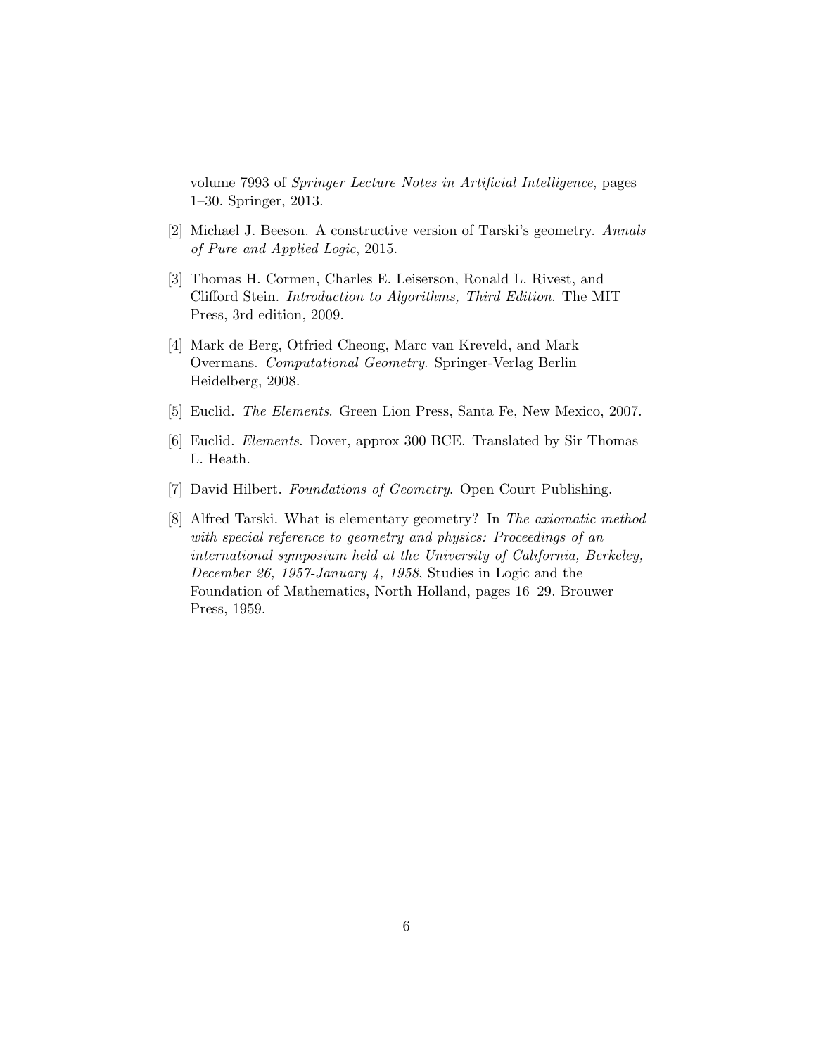volume 7993 of *Springer Lecture Notes in Artificial Intelligence*, pages 1–30. Springer, 2013.

[2] Michael J. Beeson. A constructive version of Tarski's geometry. *Annals of Pure and Applied Logic*, 2015.

[3] Thomas H. Cormen, Charles E. Leiserson, Ronald L. Rivest, and Clifford Stein. *Introduction to Algorithms, Third Edition*. The MIT Press, 3rd edition, 2009.

[4] Mark de Berg, Otfried Cheong, Marc van Kreveld, and Mark Overmans. *Computational Geometry*. Springer-Verlag Berlin Heidelberg, 2008.

[5] Euclid. *The Elements*. Green Lion Press, Santa Fe, New Mexico, 2007.

[6] Euclid. *Elements*. Dover, approx 300 BCE. Translated by Sir Thomas L. Heath.

[7] David Hilbert. *Foundations of Geometry*. Open Court Publishing.

[8] Alfred Tarski. What is elementary geometry? In *The axiomatic method with special reference to geometry and physics: Proceedings of an international symposium held at the University of California, Berkeley, December 26, 1957-January 4, 1958*, Studies in Logic and the Foundation of Mathematics, North Holland, pages 16–29. Brouwer Press, 1959.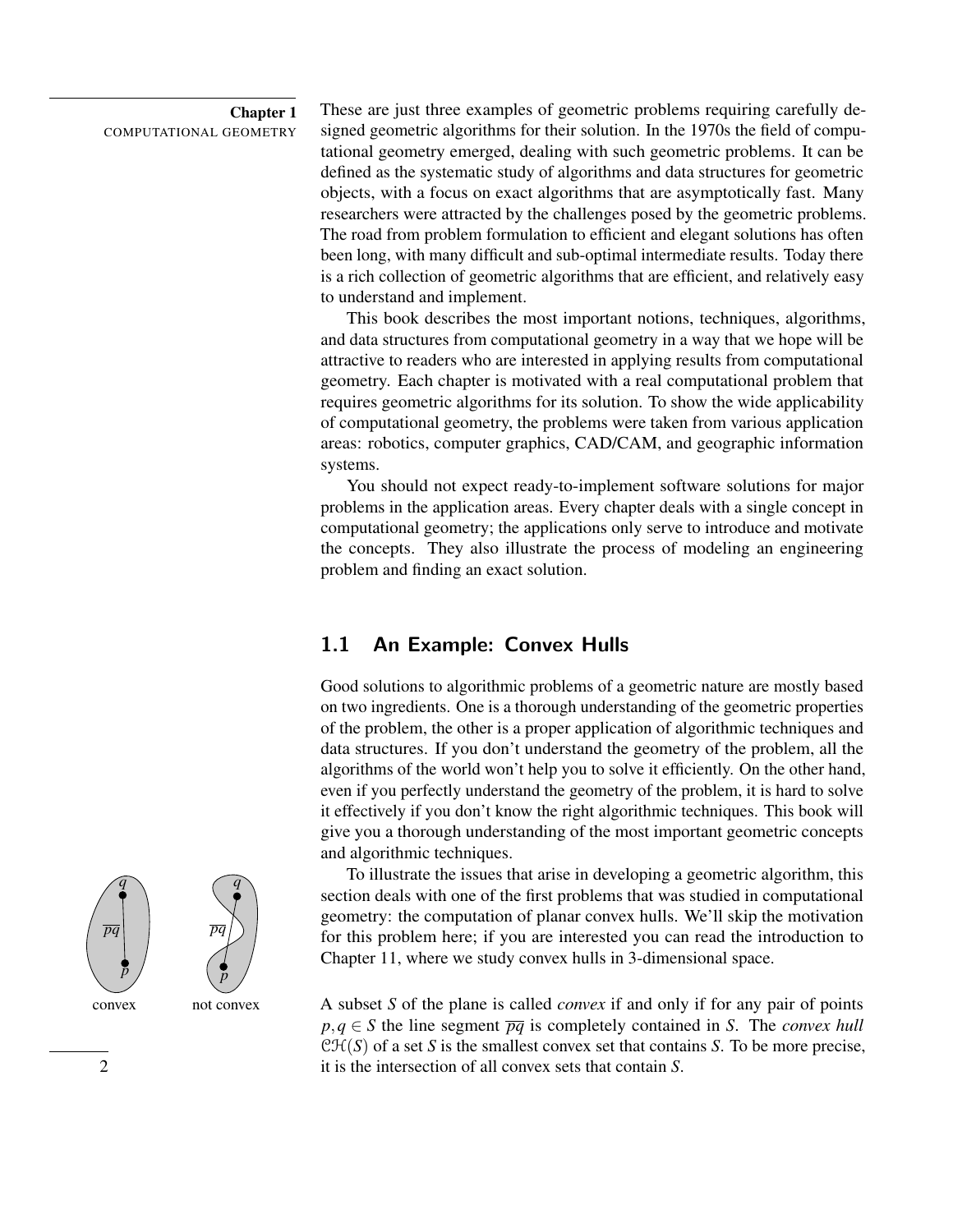These are just three examples of geometric problems requiring carefully designed geometric algorithms for their solution. In the 1970s the field of computational geometry emerged, dealing with such geometric problems. It can be defined as the systematic study of algorithms and data structures for geometric objects, with a focus on exact algorithms that are asymptotically fast. Many researchers were attracted by the challenges posed by the geometric problems. The road from problem formulation to efficient and elegant solutions has often been long, with many difficult and sub-optimal intermediate results. Today there is a rich collection of geometric algorithms that are efficient, and relatively easy to understand and implement.

This book describes the most important notions, techniques, algorithms, and data structures from computational geometry in a way that we hope will be attractive to readers who are interested in applying results from computational geometry. Each chapter is motivated with a real computational problem that requires geometric algorithms for its solution. To show the wide applicability of computational geometry, the problems were taken from various application areas: robotics, computer graphics, CAD/CAM, and geographic information systems.

You should not expect ready-to-implement software solutions for major problems in the application areas. Every chapter deals with a single concept in computational geometry; the applications only serve to introduce and motivate the concepts. They also illustrate the process of modeling an engineering problem and finding an exact solution.

## 1.1 An Example: Convex Hulls

Good solutions to algorithmic problems of a geometric nature are mostly based on two ingredients. One is a thorough understanding of the geometric properties of the problem, the other is a proper application of algorithmic techniques and data structures. If you don't understand the geometry of the problem, all the algorithms of the world won't help you to solve it efficiently. On the other hand, even if you perfectly understand the geometry of the problem, it is hard to solve it effectively if you don't know the right algorithmic techniques. This book will give you a thorough understanding of the most important geometric concepts and algorithmic techniques.

To illustrate the issues that arise in developing a geometric algorithm, this section deals with one of the first problems that was studied in computational geometry: the computation of planar convex hulls. We'll skip the motivation for this problem here; if you are interested you can read the introduction to Chapter 11, where we study convex hulls in 3-dimensional space.

convex    not convex

A subset $S$ of the plane is called *convex* if and only if for any pair of points $p,q \in S$ the line segment $\overline{pq}$ is completely contained in $S$. The *convex hull* $\mathcal{CH}(S)$ of a set $S$ is the smallest convex set that contains $S$. To be more precise, it is the intersection of all convex sets that contain $S$.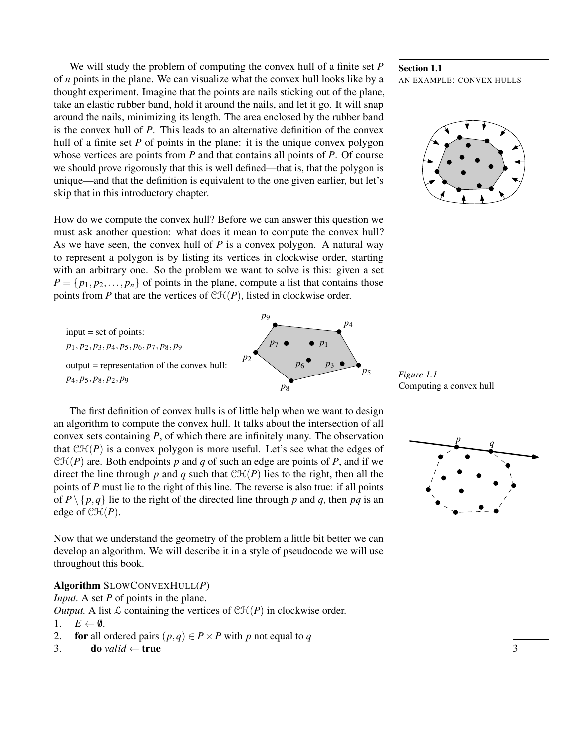We will study the problem of computing the convex hull of a finite set $P$ of $n$ points in the plane. We can visualize what the convex hull looks like by a thought experiment. Imagine that the points are nails sticking out of the plane, take an elastic rubber band, hold it around the nails, and let it go. It will snap around the nails, minimizing its length. The area enclosed by the rubber band is the convex hull of $P$. This leads to an alternative definition of the convex hull of a finite set $P$ of points in the plane: it is the unique convex polygon whose vertices are points from $P$ and that contains all points of $P$. Of course we should prove rigorously that this is well defined—that is, that the polygon is unique—and that the definition is equivalent to the one given earlier, but let's skip that in this introductory chapter.

How do we compute the convex hull? Before we can answer this question we must ask another question: what does it mean to compute the convex hull? As we have seen, the convex hull of $P$ is a convex polygon. A natural way to represent a polygon is by listing its vertices in clockwise order, starting with an arbitrary one. So the problem we want to solve is this: given a set $P = \{p_1, p_2, \ldots, p_n\}$ of points in the plane, compute a list that contains those points from $P$ that are the vertices of $\mathcal{CH}(P)$, listed in clockwise order.

input = set of points:
$p_1, p_2, p_3, p_4, p_5, p_6, p_7, p_8, p_9$

output = representation of the convex hull:
$p_4, p_5, p_8, p_2, p_9$

*Figure 1.1*
Computing a convex hull

The first definition of convex hulls is of little help when we want to design an algorithm to compute the convex hull. It talks about the intersection of all convex sets containing $P$, of which there are infinitely many. The observation that $\mathcal{CH}(P)$ is a convex polygon is more useful. Let's see what the edges of $\mathcal{CH}(P)$ are. Both endpoints $p$ and $q$ of such an edge are points of $P$, and if we direct the line through $p$ and $q$ such that $\mathcal{CH}(P)$ lies to the right, then all the points of $P$ must lie to the right of this line. The reverse is also true: if all points of $P \setminus \{p, q\}$ lie to the right of the directed line through $p$ and $q$, then $\overline{pq}$ is an edge of $\mathcal{CH}(P)$.

Now that we understand the geometry of the problem a little bit better we can develop an algorithm. We will describe it in a style of pseudocode we will use throughout this book.

**Algorithm** SlowConvexHull($P$)
*Input.* A set $P$ of points in the plane.
*Output.* A list $\mathcal{L}$ containing the vertices of $\mathcal{CH}(P)$ in clockwise order.
1. $E \leftarrow \emptyset$.
2. **for** all ordered pairs $(p, q) \in P \times P$ with $p$ not equal to $q$
3. &nbsp;&nbsp;&nbsp;&nbsp;**do** *valid* $\leftarrow$ **true**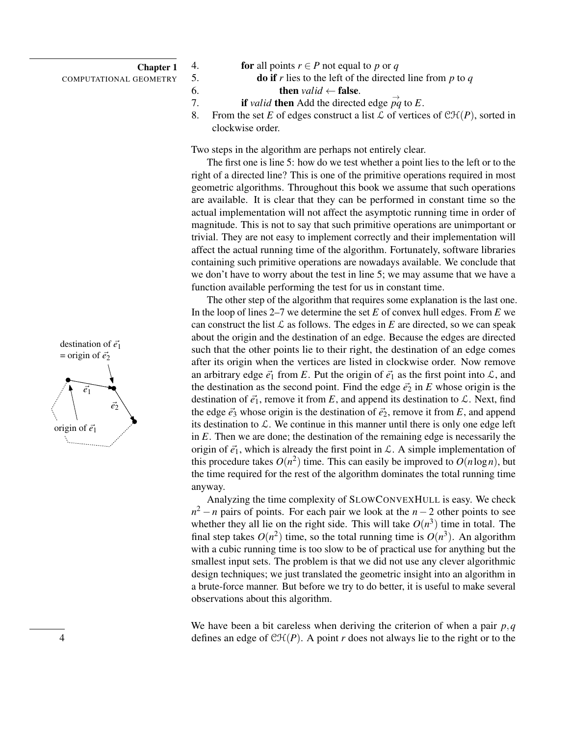4. **for** all points $r \in P$ not equal to $p$ or $q$
5. **do if** $r$ lies to the left of the directed line from $p$ to $q$
6. **then** *valid* $\leftarrow$ **false**.
7. **if** *valid* **then** Add the directed edge $\vec{pq}$ to $E$.
8. From the set $E$ of edges construct a list $\mathcal{L}$ of vertices of $\mathcal{CH}(P)$, sorted in clockwise order.

Two steps in the algorithm are perhaps not entirely clear.

The first one is line 5: how do we test whether a point lies to the left or to the right of a directed line? This is one of the primitive operations required in most geometric algorithms. Throughout this book we assume that such operations are available. It is clear that they can be performed in constant time so the actual implementation will not affect the asymptotic running time in order of magnitude. This is not to say that such primitive operations are unimportant or trivial. They are not easy to implement correctly and their implementation will affect the actual running time of the algorithm. Fortunately, software libraries containing such primitive operations are nowadays available. We conclude that we don't have to worry about the test in line 5; we may assume that we have a function available performing the test for us in constant time.

The other step of the algorithm that requires some explanation is the last one. In the loop of lines 2–7 we determine the set $E$ of convex hull edges. From $E$ we can construct the list $\mathcal{L}$ as follows. The edges in $E$ are directed, so we can speak about the origin and the destination of an edge. Because the edges are directed such that the other points lie to their right, the destination of an edge comes after its origin when the vertices are listed in clockwise order. Now remove an arbitrary edge $\vec{e}_1$ from $E$. Put the origin of $\vec{e}_1$ as the first point into $\mathcal{L}$, and the destination as the second point. Find the edge $\vec{e}_2$ in $E$ whose origin is the destination of $\vec{e}_1$, remove it from $E$, and append its destination to $\mathcal{L}$. Next, find the edge $\vec{e}_3$ whose origin is the destination of $\vec{e}_2$, remove it from $E$, and append its destination to $\mathcal{L}$. We continue in this manner until there is only one edge left in $E$. Then we are done; the destination of the remaining edge is necessarily the origin of $\vec{e}_1$, which is already the first point in $\mathcal{L}$. A simple implementation of this procedure takes $O(n^2)$ time. This can easily be improved to $O(n \log n)$, but the time required for the rest of the algorithm dominates the total running time anyway.

destination of $\vec{e}_1$ = origin of $\vec{e}_2$

origin of $\vec{e}_1$

Analyzing the time complexity of SlowConvexHull is easy. We check $n^2 - n$ pairs of points. For each pair we look at the $n-2$ other points to see whether they all lie on the right side. This will take $O(n^3)$ time in total. The final step takes $O(n^2)$ time, so the total running time is $O(n^3)$. An algorithm with a cubic running time is too slow to be of practical use for anything but the smallest input sets. The problem is that we did not use any clever algorithmic design techniques; we just translated the geometric insight into an algorithm in a brute-force manner. But before we try to do better, it is useful to make several observations about this algorithm.

We have been a bit careless when deriving the criterion of when a pair $p, q$ defines an edge of $\mathcal{CH}(P)$. A point $r$ does not always lie to the right or to the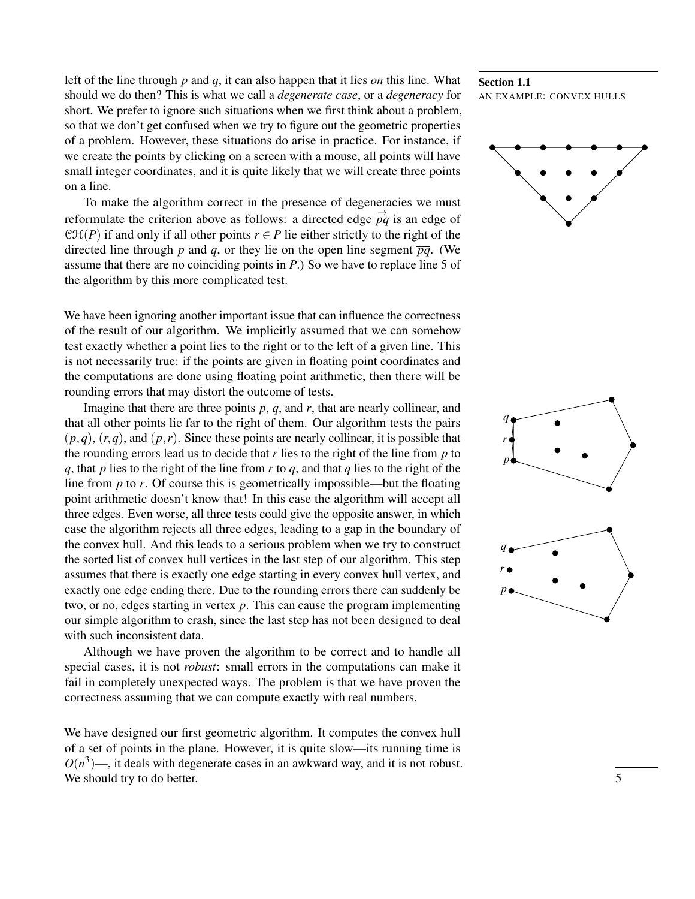left of the line through $p$ and $q$, it can also happen that it lies *on* this line. What should we do then? This is what we call a *degenerate case*, or a *degeneracy* for short. We prefer to ignore such situations when we first think about a problem, so that we don't get confused when we try to figure out the geometric properties of a problem. However, these situations do arise in practice. For instance, if we create the points by clicking on a screen with a mouse, all points will have small integer coordinates, and it is quite likely that we will create three points on a line.

To make the algorithm correct in the presence of degeneracies we must reformulate the criterion above as follows: a directed edge $\vec{pq}$ is an edge of $\mathcal{CH}(P)$ if and only if all other points $r \in P$ lie either strictly to the right of the directed line through $p$ and $q$, or they lie on the open line segment $\overline{pq}$. (We assume that there are no coinciding points in $P$.) So we have to replace line 5 of the algorithm by this more complicated test.

We have been ignoring another important issue that can influence the correctness of the result of our algorithm. We implicitly assumed that we can somehow test exactly whether a point lies to the right or to the left of a given line. This is not necessarily true: if the points are given in floating point coordinates and the computations are done using floating point arithmetic, then there will be rounding errors that may distort the outcome of tests.

Imagine that there are three points $p$, $q$, and $r$, that are nearly collinear, and that all other points lie far to the right of them. Our algorithm tests the pairs $(p,q)$, $(r,q)$, and $(p,r)$. Since these points are nearly collinear, it is possible that the rounding errors lead us to decide that $r$ lies to the right of the line from $p$ to $q$, that $p$ lies to the right of the line from $r$ to $q$, and that $q$ lies to the right of the line from $p$ to $r$. Of course this is geometrically impossible—but the floating point arithmetic doesn't know that! In this case the algorithm will accept all three edges. Even worse, all three tests could give the opposite answer, in which case the algorithm rejects all three edges, leading to a gap in the boundary of the convex hull. And this leads to a serious problem when we try to construct the sorted list of convex hull vertices in the last step of our algorithm. This step assumes that there is exactly one edge starting in every convex hull vertex, and exactly one edge ending there. Due to the rounding errors there can suddenly be two, or no, edges starting in vertex $p$. This can cause the program implementing our simple algorithm to crash, since the last step has not been designed to deal with such inconsistent data.

q
r
p

q
r
p

Although we have proven the algorithm to be correct and to handle all special cases, it is not *robust*: small errors in the computations can make it fail in completely unexpected ways. The problem is that we have proven the correctness assuming that we can compute exactly with real numbers.

We have designed our first geometric algorithm. It computes the convex hull of a set of points in the plane. However, it is quite slow—its running time is $O(n^3)$—, it deals with degenerate cases in an awkward way, and it is not robust. We should try to do better.